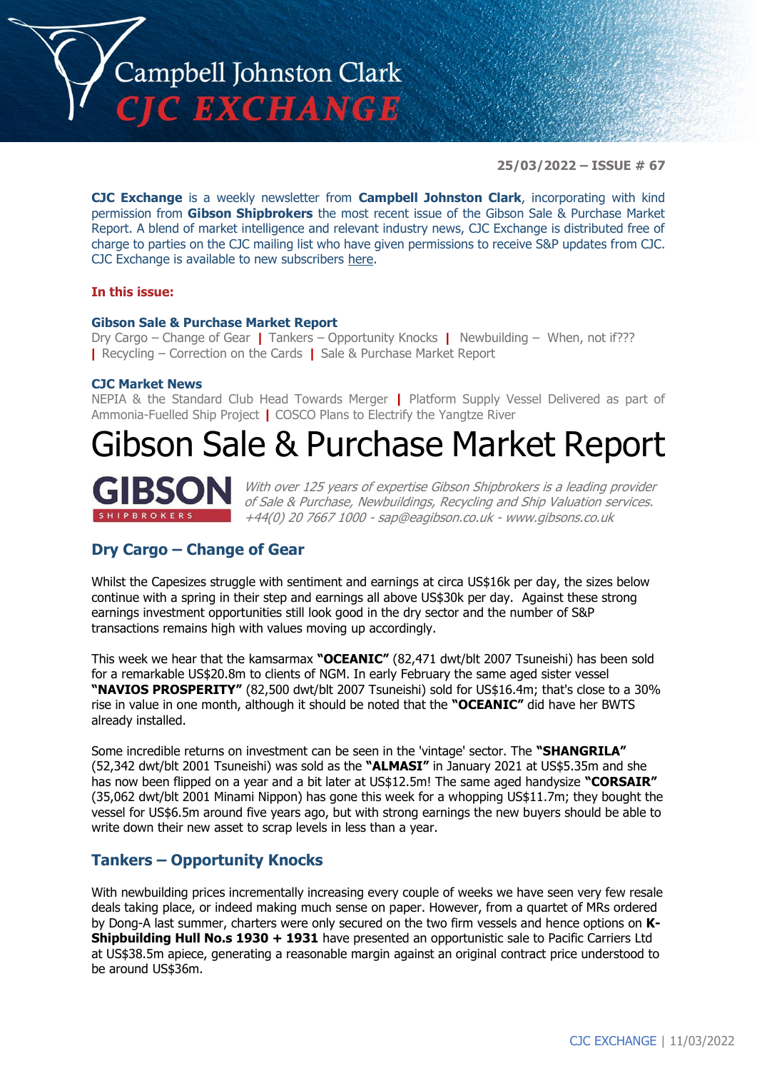# Campbell Johnston Clark CJC EXCHANGE

**25/03/2022 – ISSUE # 67**

**CJC Exchange** is a weekly newsletter from **Campbell Johnston Clark**, incorporating with kind permission from **Gibson Shipbrokers** the most recent issue of the Gibson Sale & Purchase Market Report. A blend of market intelligence and relevant industry news, CJC Exchange is distributed free of charge to parties on the CJC mailing list who have given permissions to receive S&P updates from CJC. CJC Exchange is available to new subscribers here.

**In this issue:**

**Gibson Sale & Purchase Market Report**
Dry Cargo – Change of Gear | Tankers – Opportunity Knocks | Newbuilding – When, not if??? | Recycling – Correction on the Cards | Sale & Purchase Market Report

**CJC Market News**
NEPIA & the Standard Club Head Towards Merger | Platform Supply Vessel Delivered as part of Ammonia-Fuelled Ship Project | COSCO Plans to Electrify the Yangtze River

# Gibson Sale & Purchase Market Report

GIBSON SHIPBROKERS

*With over 125 years of expertise Gibson Shipbrokers is a leading provider of Sale & Purchase, Newbuildings, Recycling and Ship Valuation services. +44(0) 20 7667 1000 - sap@eagibson.co.uk - www.gibsons.co.uk*

## Dry Cargo – Change of Gear

Whilst the Capesizes struggle with sentiment and earnings at circa US$16k per day, the sizes below continue with a spring in their step and earnings all above US$30k per day. Against these strong earnings investment opportunities still look good in the dry sector and the number of S&P transactions remains high with values moving up accordingly.

This week we hear that the kamsarmax **"OCEANIC"** (82,471 dwt/blt 2007 Tsuneishi) has been sold for a remarkable US$20.8m to clients of NGM. In early February the same aged sister vessel **"NAVIOS PROSPERITY"** (82,500 dwt/blt 2007 Tsuneishi) sold for US$16.4m; that's close to a 30% rise in value in one month, although it should be noted that the **"OCEANIC"** did have her BWTS already installed.

Some incredible returns on investment can be seen in the 'vintage' sector. The **"SHANGRILA"** (52,342 dwt/blt 2001 Tsuneishi) was sold as the **"ALMASI"** in January 2021 at US$5.35m and she has now been flipped on a year and a bit later at US$12.5m! The same aged handysize **"CORSAIR"** (35,062 dwt/blt 2001 Minami Nippon) has gone this week for a whopping US$11.7m; they bought the vessel for US$6.5m around five years ago, but with strong earnings the new buyers should be able to write down their new asset to scrap levels in less than a year.

## Tankers – Opportunity Knocks

With newbuilding prices incrementally increasing every couple of weeks we have seen very few resale deals taking place, or indeed making much sense on paper. However, from a quartet of MRs ordered by Dong-A last summer, charters were only secured on the two firm vessels and hence options on **K-Shipbuilding Hull No.s 1930 + 1931** have presented an opportunistic sale to Pacific Carriers Ltd at US$38.5m apiece, generating a reasonable margin against an original contract price understood to be around US$36m.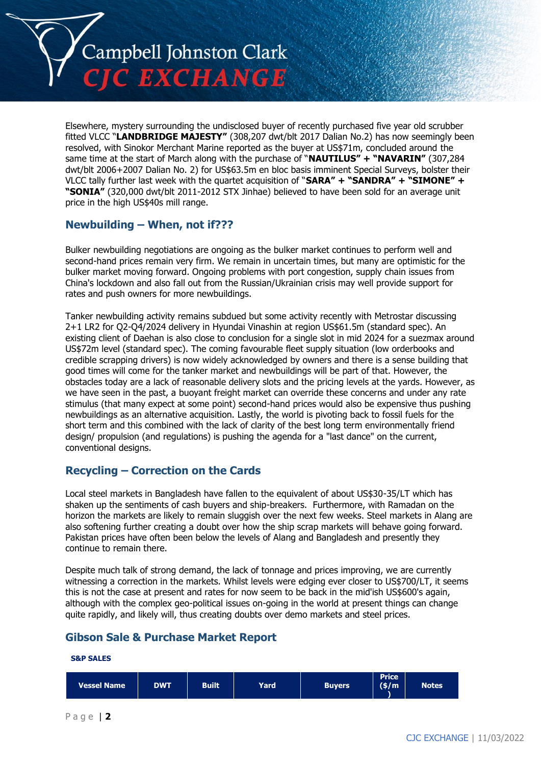Elsewhere, mystery surrounding the undisclosed buyer of recently purchased five year old scrubber fitted VLCC "**LANDBRIDGE MAJESTY"** (308,207 dwt/blt 2017 Dalian No.2) has now seemingly been resolved, with Sinokor Merchant Marine reported as the buyer at US$71m, concluded around the same time at the start of March along with the purchase of "**NAUTILUS" + "NAVARIN"** (307,284 dwt/blt 2006+2007 Dalian No. 2) for US$63.5m en bloc basis imminent Special Surveys, bolster their VLCC tally further last week with the quartet acquisition of "**SARA" + "SANDRA" + "SIMONE" + "SONIA"** (320,000 dwt/blt 2011-2012 STX Jinhae) believed to have been sold for an average unit price in the high US$40s mill range.

## Newbuilding – When, not if???

Bulker newbuilding negotiations are ongoing as the bulker market continues to perform well and second-hand prices remain very firm. We remain in uncertain times, but many are optimistic for the bulker market moving forward. Ongoing problems with port congestion, supply chain issues from China's lockdown and also fall out from the Russian/Ukrainian crisis may well provide support for rates and push owners for more newbuildings.

Tanker newbuilding activity remains subdued but some activity recently with Metrostar discussing 2+1 LR2 for Q2-Q4/2024 delivery in Hyundai Vinashin at region US$61.5m (standard spec). An existing client of Daehan is also close to conclusion for a single slot in mid 2024 for a suezmax around US$72m level (standard spec). The coming favourable fleet supply situation (low orderbooks and credible scrapping drivers) is now widely acknowledged by owners and there is a sense building that good times will come for the tanker market and newbuildings will be part of that. However, the obstacles today are a lack of reasonable delivery slots and the pricing levels at the yards. However, as we have seen in the past, a buoyant freight market can override these concerns and under any rate stimulus (that many expect at some point) second-hand prices would also be expensive thus pushing newbuildings as an alternative acquisition. Lastly, the world is pivoting back to fossil fuels for the short term and this combined with the lack of clarity of the best long term environmentally friend design/ propulsion (and regulations) is pushing the agenda for a "last dance" on the current, conventional designs.

## Recycling – Correction on the Cards

Local steel markets in Bangladesh have fallen to the equivalent of about US$30-35/LT which has shaken up the sentiments of cash buyers and ship-breakers. Furthermore, with Ramadan on the horizon the markets are likely to remain sluggish over the next few weeks. Steel markets in Alang are also softening further creating a doubt over how the ship scrap markets will behave going forward. Pakistan prices have often been below the levels of Alang and Bangladesh and presently they continue to remain there.

Despite much talk of strong demand, the lack of tonnage and prices improving, we are currently witnessing a correction in the markets. Whilst levels were edging ever closer to US$700/LT, it seems this is not the case at present and rates for now seem to be back in the mid'ish US$600's again, although with the complex geo-political issues on-going in the world at present things can change quite rapidly, and likely will, thus creating doubts over demo markets and steel prices.

## Gibson Sale & Purchase Market Report

**S&P SALES**

| Vessel Name | DWT | Built | Yard | Buyers | Price ($/m) | Notes |
|---|---|---|---|---|---|---|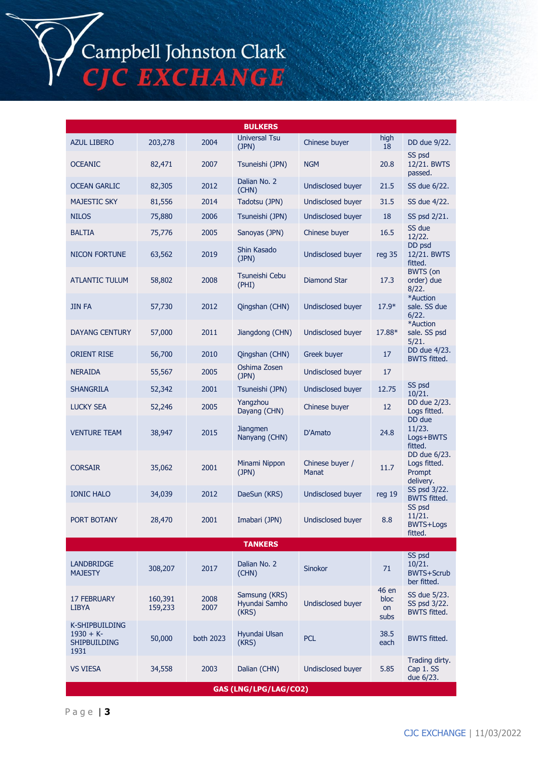| BULKERS | | | | | | |
|---|---|---|---|---|---|---|
| AZUL LIBERO | 203,278 | 2004 | Universal Tsu (JPN) | Chinese buyer | high 18 | DD due 9/22. |
| OCEANIC | 82,471 | 2007 | Tsuneishi (JPN) | NGM | 20.8 | SS psd 12/21. BWTS passed. |
| OCEAN GARLIC | 82,305 | 2012 | Dalian No. 2 (CHN) | Undisclosed buyer | 21.5 | SS due 6/22. |
| MAJESTIC SKY | 81,556 | 2014 | Tadotsu (JPN) | Undisclosed buyer | 31.5 | SS due 4/22. |
| NILOS | 75,880 | 2006 | Tsuneishi (JPN) | Undisclosed buyer | 18 | SS psd 2/21. |
| BALTIA | 75,776 | 2005 | Sanoyas (JPN) | Chinese buyer | 16.5 | SS due 12/22. |
| NICON FORTUNE | 63,562 | 2019 | Shin Kasado (JPN) | Undisclosed buyer | reg 35 | DD psd 12/21. BWTS fitted. |
| ATLANTIC TULUM | 58,802 | 2008 | Tsuneishi Cebu (PHI) | Diamond Star | 17.3 | BWTS (on order) due 8/22. |
| JIN FA | 57,730 | 2012 | Qingshan (CHN) | Undisclosed buyer | 17.9* | *Auction sale. SS due 6/22. |
| DAYANG CENTURY | 57,000 | 2011 | Jiangdong (CHN) | Undisclosed buyer | 17.88* | *Auction sale. SS psd 5/21. |
| ORIENT RISE | 56,700 | 2010 | Qingshan (CHN) | Greek buyer | 17 | DD due 4/23. BWTS fitted. |
| NERAIDA | 55,567 | 2005 | Oshima Zosen (JPN) | Undisclosed buyer | 17 | |
| SHANGRILA | 52,342 | 2001 | Tsuneishi (JPN) | Undisclosed buyer | 12.75 | SS psd 10/21. |
| LUCKY SEA | 52,246 | 2005 | Yangzhou Dayang (CHN) | Chinese buyer | 12 | DD due 2/23. Logs fitted. |
| VENTURE TEAM | 38,947 | 2015 | Jiangmen Nanyang (CHN) | D'Amato | 24.8 | DD due 11/23. Logs+BWTS fitted. |
| CORSAIR | 35,062 | 2001 | Minami Nippon (JPN) | Chinese buyer / Manat | 11.7 | DD due 6/23. Logs fitted. Prompt delivery. |
| IONIC HALO | 34,039 | 2012 | DaeSun (KRS) | Undisclosed buyer | reg 19 | SS psd 3/22. BWTS fitted. |
| PORT BOTANY | 28,470 | 2001 | Imabari (JPN) | Undisclosed buyer | 8.8 | SS psd 11/21. BWTS+Logs fitted. |
| **TANKERS** | | | | | | |
| LANDBRIDGE MAJESTY | 308,207 | 2017 | Dalian No. 2 (CHN) | Sinokor | 71 | SS psd 10/21. BWTS+Scrubber fitted. |
| 17 FEBRUARY LIBYA | 160,391 159,233 | 2008 2007 | Samsung (KRS) Hyundai Samho (KRS) | Undisclosed buyer | 46 en bloc on subs | SS due 5/23. SS psd 3/22. BWTS fitted. |
| K-SHIPBUILDING 1930 + K-SHIPBUILDING 1931 | 50,000 | both 2023 | Hyundai Ulsan (KRS) | PCL | 38.5 each | BWTS fitted. |
| VS VIESA | 34,558 | 2003 | Dalian (CHN) | Undisclosed buyer | 5.85 | Trading dirty. Cap 1. SS due 6/23. |
| **GAS (LNG/LPG/LAG/CO2)** | | | | | | |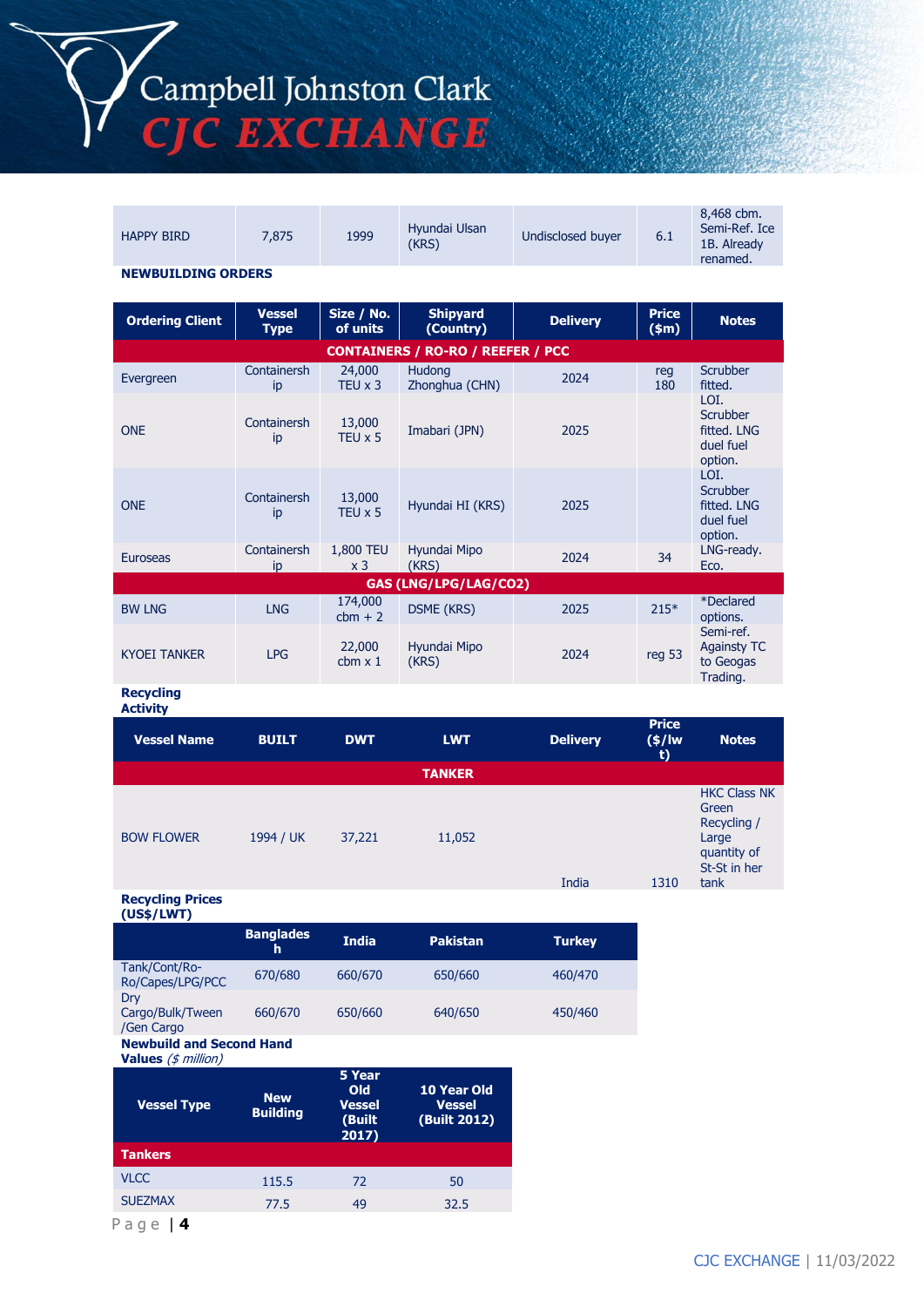| HAPPY BIRD | 7,875 | 1999 | Hyundai Ulsan (KRS) | Undisclosed buyer | 6.1 | 8,468 cbm. Semi-Ref. Ice 1B. Already renamed. |
|---|---|---|---|---|---|---|

**NEWBUILDING ORDERS**

| Ordering Client | Vessel Type | Size / No. of units | Shipyard (Country) | Delivery | Price ($m) | Notes |
|---|---|---|---|---|---|---|
| **CONTAINERS / RO-RO / REEFER / PCC** | | | | | | |
| Evergreen | Containership | 24,000 TEU x 3 | Hudong Zhonghua (CHN) | 2024 | reg 180 | Scrubber fitted. |
| ONE | Containership | 13,000 TEU x 5 | Imabari (JPN) | 2025 | | LOI. Scrubber fitted. LNG duel fuel option. |
| ONE | Containership | 13,000 TEU x 5 | Hyundai HI (KRS) | 2025 | | LOI. Scrubber fitted. LNG duel fuel option. |
| Euroseas | Containership | 1,800 TEU x 3 | Hyundai Mipo (KRS) | 2024 | 34 | LNG-ready. Eco. |
| **GAS (LNG/LPG/LAG/CO2)** | | | | | | |
| BW LNG | LNG | 174,000 cbm + 2 | DSME (KRS) | 2025 | 215* | *Declared options. |
| KYOEI TANKER | LPG | 22,000 cbm x 1 | Hyundai Mipo (KRS) | 2024 | reg 53 | Semi-ref. Againsty TC to Geogas Trading. |

**Recycling Activity**

| Vessel Name | BUILT | DWT | LWT | Delivery | Price ($/lwt) | Notes |
|---|---|---|---|---|---|---|
| **TANKER** | | | | | | |
| BOW FLOWER | 1994 / UK | 37,221 | 11,052 | India | 1310 | HKC Class NK Green Recycling / Large quantity of St-St in her tank |

**Recycling Prices (US$/LWT)**

| | Bangladesh | India | Pakistan | Turkey |
|---|---|---|---|---|
| Tank/Cont/Ro-Ro/Capes/LPG/PCC | 670/680 | 660/670 | 650/660 | 460/470 |
| Dry Cargo/Bulk/Tween /Gen Cargo | 660/670 | 650/660 | 640/650 | 450/460 |

**Newbuild and Second Hand Values** *($ million)*

| Vessel Type | New Building | 5 Year Old Vessel (Built 2017) | 10 Year Old Vessel (Built 2012) |
|---|---|---|---|
| **Tankers** | | | |
| VLCC | 115.5 | 72 | 50 |
| SUEZMAX | 77.5 | 49 | 32.5 |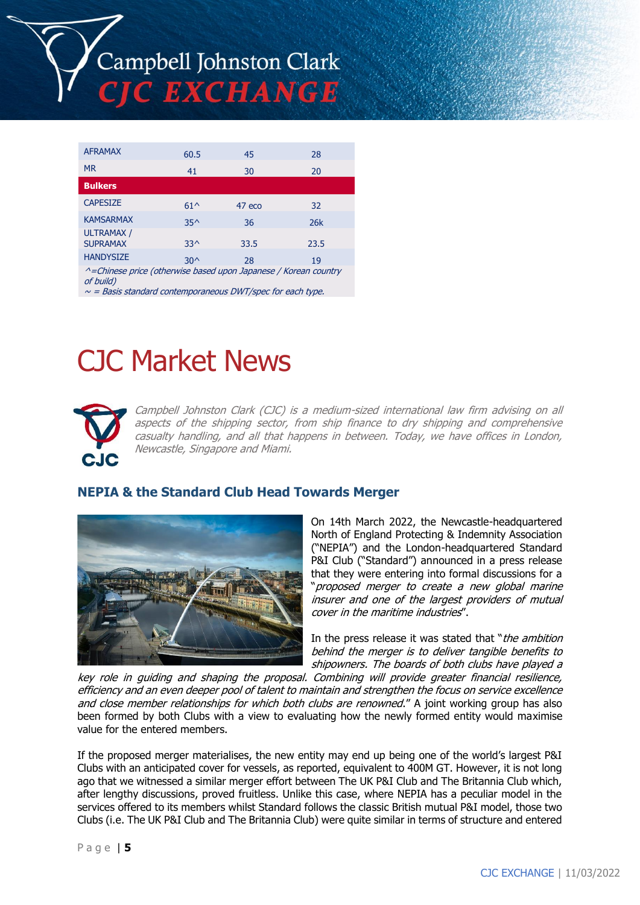| AFRAMAX | 60.5 | 45 | 28 |
|---|---|---|---|
| MR | 41 | 30 | 20 |
| **Bulkers** | | | |
| CAPESIZE | 61^ | 47 eco | 32 |
| KAMSARMAX | 35^ | 36 | 26k |
| ULTRAMAX / SUPRAMAX | 33^ | 33.5 | 23.5 |
| HANDYSIZE | 30^ | 28 | 19 |

*^=Chinese price (otherwise based upon Japanese / Korean country of build)*
*~ = Basis standard contemporaneous DWT/spec for each type.*

# CJC Market News

*Campbell Johnston Clark (CJC) is a medium-sized international law firm advising on all aspects of the shipping sector, from ship finance to dry shipping and comprehensive casualty handling, and all that happens in between. Today, we have offices in London, Newcastle, Singapore and Miami.*

## NEPIA & the Standard Club Head Towards Merger

On 14th March 2022, the Newcastle-headquartered North of England Protecting & Indemnity Association ("NEPIA") and the London-headquartered Standard P&I Club ("Standard") announced in a press release that they were entering into formal discussions for a "*proposed merger to create a new global marine insurer and one of the largest providers of mutual cover in the maritime industries*".

In the press release it was stated that "*the ambition behind the merger is to deliver tangible benefits to shipowners. The boards of both clubs have played a key role in guiding and shaping the proposal. Combining will provide greater financial resilience, efficiency and an even deeper pool of talent to maintain and strengthen the focus on service excellence and close member relationships for which both clubs are renowned*." A joint working group has also been formed by both Clubs with a view to evaluating how the newly formed entity would maximise value for the entered members.

If the proposed merger materialises, the new entity may end up being one of the world's largest P&I Clubs with an anticipated cover for vessels, as reported, equivalent to 400M GT. However, it is not long ago that we witnessed a similar merger effort between The UK P&I Club and The Britannia Club which, after lengthy discussions, proved fruitless. Unlike this case, where NEPIA has a peculiar model in the services offered to its members whilst Standard follows the classic British mutual P&I model, those two Clubs (i.e. The UK P&I Club and The Britannia Club) were quite similar in terms of structure and entered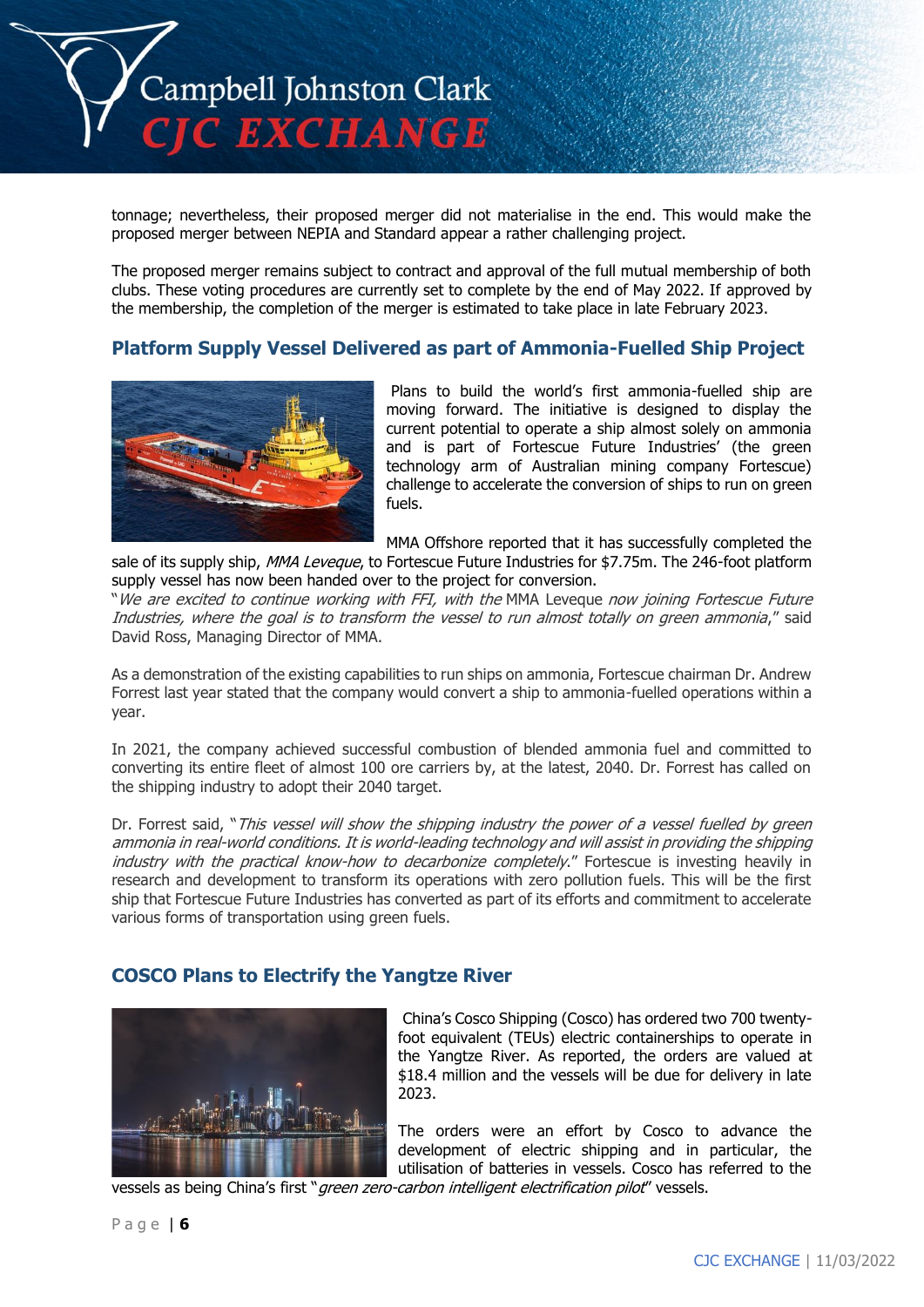tonnage; nevertheless, their proposed merger did not materialise in the end. This would make the proposed merger between NEPIA and Standard appear a rather challenging project.

The proposed merger remains subject to contract and approval of the full mutual membership of both clubs. These voting procedures are currently set to complete by the end of May 2022. If approved by the membership, the completion of the merger is estimated to take place in late February 2023.

## Platform Supply Vessel Delivered as part of Ammonia-Fuelled Ship Project

Plans to build the world's first ammonia-fuelled ship are moving forward. The initiative is designed to display the current potential to operate a ship almost solely on ammonia and is part of Fortescue Future Industries' (the green technology arm of Australian mining company Fortescue) challenge to accelerate the conversion of ships to run on green fuels.

MMA Offshore reported that it has successfully completed the sale of its supply ship, *MMA Leveque*, to Fortescue Future Industries for $7.75m. The 246-foot platform supply vessel has now been handed over to the project for conversion.

"*We are excited to continue working with FFI, with the* MMA Leveque *now joining Fortescue Future Industries, where the goal is to transform the vessel to run almost totally on green ammonia*," said David Ross, Managing Director of MMA.

As a demonstration of the existing capabilities to run ships on ammonia, Fortescue chairman Dr. Andrew Forrest last year stated that the company would convert a ship to ammonia-fuelled operations within a year.

In 2021, the company achieved successful combustion of blended ammonia fuel and committed to converting its entire fleet of almost 100 ore carriers by, at the latest, 2040. Dr. Forrest has called on the shipping industry to adopt their 2040 target.

Dr. Forrest said, "*This vessel will show the shipping industry the power of a vessel fuelled by green ammonia in real-world conditions. It is world-leading technology and will assist in providing the shipping industry with the practical know-how to decarbonize completely.*" Fortescue is investing heavily in research and development to transform its operations with zero pollution fuels. This will be the first ship that Fortescue Future Industries has converted as part of its efforts and commitment to accelerate various forms of transportation using green fuels.

## COSCO Plans to Electrify the Yangtze River

China's Cosco Shipping (Cosco) has ordered two 700 twenty-foot equivalent (TEUs) electric containerships to operate in the Yangtze River. As reported, the orders are valued at $18.4 million and the vessels will be due for delivery in late 2023.

The orders were an effort by Cosco to advance the development of electric shipping and in particular, the utilisation of batteries in vessels. Cosco has referred to the vessels as being China's first "*green zero-carbon intelligent electrification pilot*" vessels.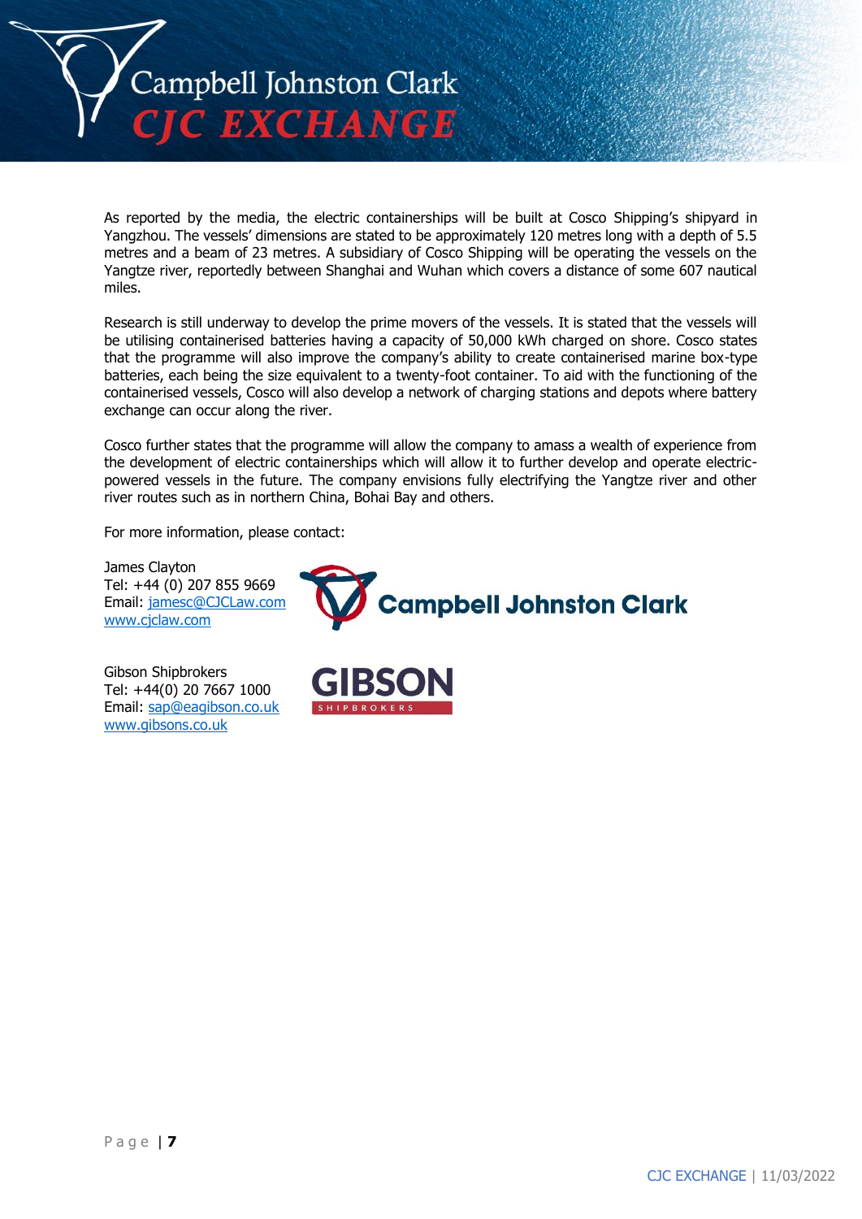As reported by the media, the electric containerships will be built at Cosco Shipping's shipyard in Yangzhou. The vessels' dimensions are stated to be approximately 120 metres long with a depth of 5.5 metres and a beam of 23 metres. A subsidiary of Cosco Shipping will be operating the vessels on the Yangtze river, reportedly between Shanghai and Wuhan which covers a distance of some 607 nautical miles.

Research is still underway to develop the prime movers of the vessels. It is stated that the vessels will be utilising containerised batteries having a capacity of 50,000 kWh charged on shore. Cosco states that the programme will also improve the company's ability to create containerised marine box-type batteries, each being the size equivalent to a twenty-foot container. To aid with the functioning of the containerised vessels, Cosco will also develop a network of charging stations and depots where battery exchange can occur along the river.

Cosco further states that the programme will allow the company to amass a wealth of experience from the development of electric containerships which will allow it to further develop and operate electric-powered vessels in the future. The company envisions fully electrifying the Yangtze river and other river routes such as in northern China, Bohai Bay and others.

For more information, please contact:

James Clayton
Tel: +44 (0) 207 855 9669
Email: jamesc@CJCLaw.com
www.cjclaw.com

Gibson Shipbrokers
Tel: +44(0) 20 7667 1000
Email: sap@eagibson.co.uk
www.gibsons.co.uk